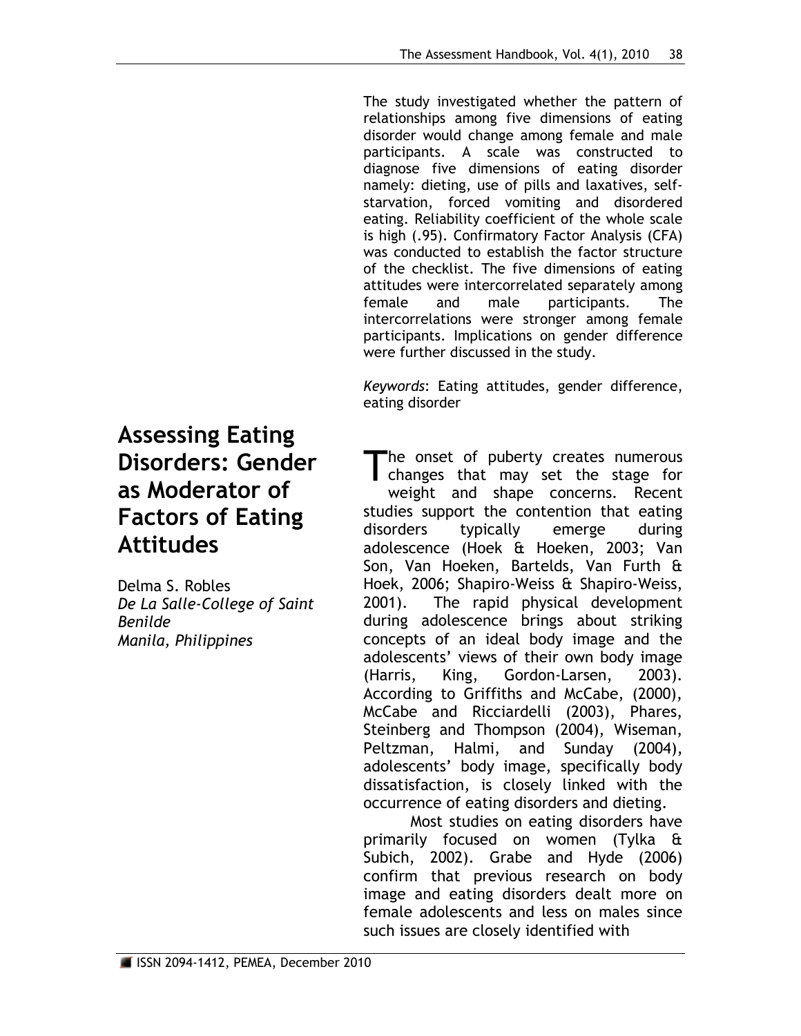# Assessing Eating Disorders: Gender as Moderator of Factors of Eating Attitudes

Delma S. Robles
*De La Salle-College of Saint Benilde*
*Manila, Philippines*

The study investigated whether the pattern of relationships among five dimensions of eating disorder would change among female and male participants. A scale was constructed to diagnose five dimensions of eating disorder namely: dieting, use of pills and laxatives, self-starvation, forced vomiting and disordered eating. Reliability coefficient of the whole scale is high (.95). Confirmatory Factor Analysis (CFA) was conducted to establish the factor structure of the checklist. The five dimensions of eating attitudes were intercorrelated separately among female and male participants. The intercorrelations were stronger among female participants. Implications on gender difference were further discussed in the study.

*Keywords*: Eating attitudes, gender difference, eating disorder

The onset of puberty creates numerous changes that may set the stage for weight and shape concerns. Recent studies support the contention that eating disorders typically emerge during adolescence (Hoek & Hoeken, 2003; Van Son, Van Hoeken, Bartelds, Van Furth & Hoek, 2006; Shapiro-Weiss & Shapiro-Weiss, 2001). The rapid physical development during adolescence brings about striking concepts of an ideal body image and the adolescents' views of their own body image (Harris, King, Gordon-Larsen, 2003). According to Griffiths and McCabe, (2000), McCabe and Ricciardelli (2003), Phares, Steinberg and Thompson (2004), Wiseman, Peltzman, Halmi, and Sunday (2004), adolescents' body image, specifically body dissatisfaction, is closely linked with the occurrence of eating disorders and dieting.

Most studies on eating disorders have primarily focused on women (Tylka & Subich, 2002). Grabe and Hyde (2006) confirm that previous research on body image and eating disorders dealt more on female adolescents and less on males since such issues are closely identified with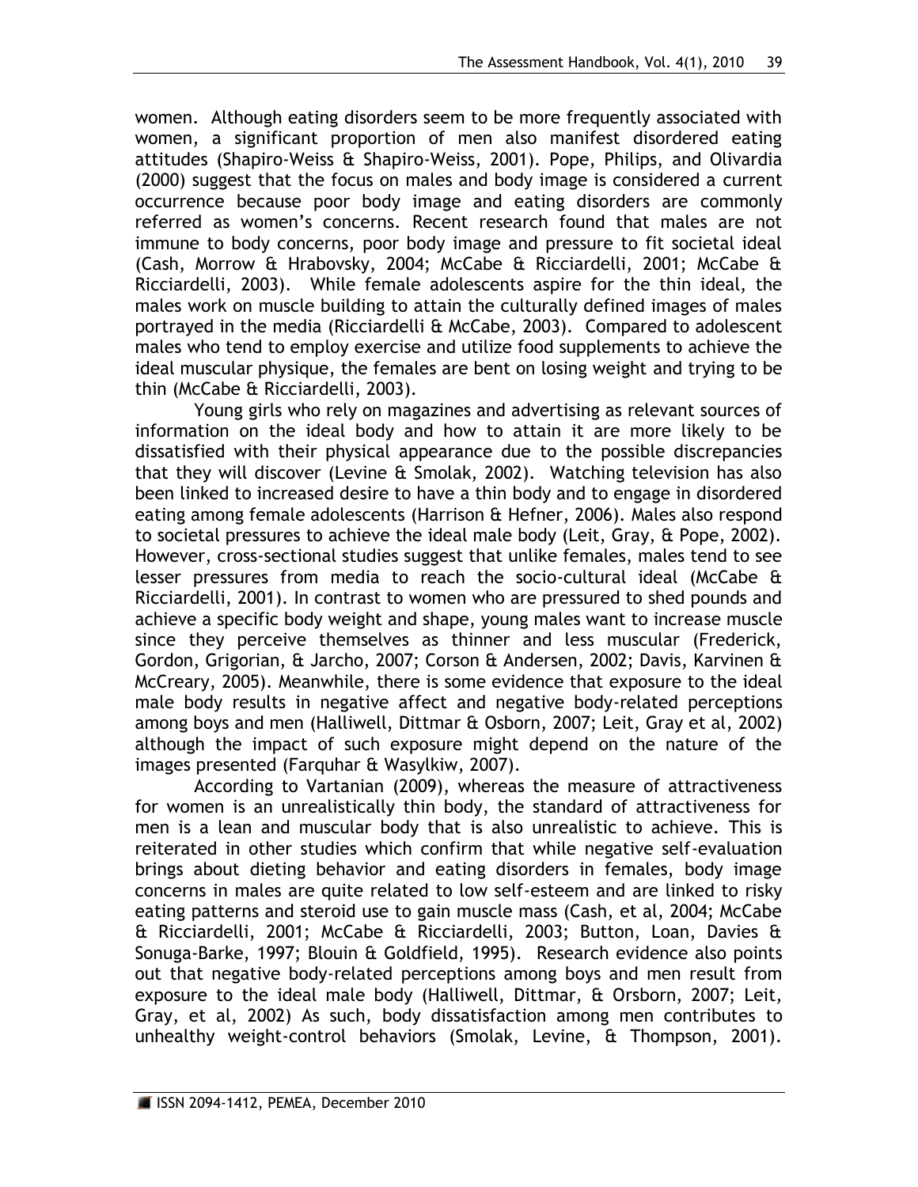women. Although eating disorders seem to be more frequently associated with women, a significant proportion of men also manifest disordered eating attitudes (Shapiro-Weiss & Shapiro-Weiss, 2001). Pope, Philips, and Olivardia (2000) suggest that the focus on males and body image is considered a current occurrence because poor body image and eating disorders are commonly referred as women's concerns. Recent research found that males are not immune to body concerns, poor body image and pressure to fit societal ideal (Cash, Morrow & Hrabovsky, 2004; McCabe & Ricciardelli, 2001; McCabe & Ricciardelli, 2003). While female adolescents aspire for the thin ideal, the males work on muscle building to attain the culturally defined images of males portrayed in the media (Ricciardelli & McCabe, 2003). Compared to adolescent males who tend to employ exercise and utilize food supplements to achieve the ideal muscular physique, the females are bent on losing weight and trying to be thin (McCabe & Ricciardelli, 2003).

Young girls who rely on magazines and advertising as relevant sources of information on the ideal body and how to attain it are more likely to be dissatisfied with their physical appearance due to the possible discrepancies that they will discover (Levine & Smolak, 2002). Watching television has also been linked to increased desire to have a thin body and to engage in disordered eating among female adolescents (Harrison & Hefner, 2006). Males also respond to societal pressures to achieve the ideal male body (Leit, Gray, & Pope, 2002). However, cross-sectional studies suggest that unlike females, males tend to see lesser pressures from media to reach the socio-cultural ideal (McCabe & Ricciardelli, 2001). In contrast to women who are pressured to shed pounds and achieve a specific body weight and shape, young males want to increase muscle since they perceive themselves as thinner and less muscular (Frederick, Gordon, Grigorian, & Jarcho, 2007; Corson & Andersen, 2002; Davis, Karvinen & McCreary, 2005). Meanwhile, there is some evidence that exposure to the ideal male body results in negative affect and negative body-related perceptions among boys and men (Halliwell, Dittmar & Osborn, 2007; Leit, Gray et al, 2002) although the impact of such exposure might depend on the nature of the images presented (Farquhar & Wasylkiw, 2007).

According to Vartanian (2009), whereas the measure of attractiveness for women is an unrealistically thin body, the standard of attractiveness for men is a lean and muscular body that is also unrealistic to achieve. This is reiterated in other studies which confirm that while negative self-evaluation brings about dieting behavior and eating disorders in females, body image concerns in males are quite related to low self-esteem and are linked to risky eating patterns and steroid use to gain muscle mass (Cash, et al, 2004; McCabe & Ricciardelli, 2001; McCabe & Ricciardelli, 2003; Button, Loan, Davies & Sonuga-Barke, 1997; Blouin & Goldfield, 1995). Research evidence also points out that negative body-related perceptions among boys and men result from exposure to the ideal male body (Halliwell, Dittmar, & Orsborn, 2007; Leit, Gray, et al, 2002) As such, body dissatisfaction among men contributes to unhealthy weight-control behaviors (Smolak, Levine, & Thompson, 2001).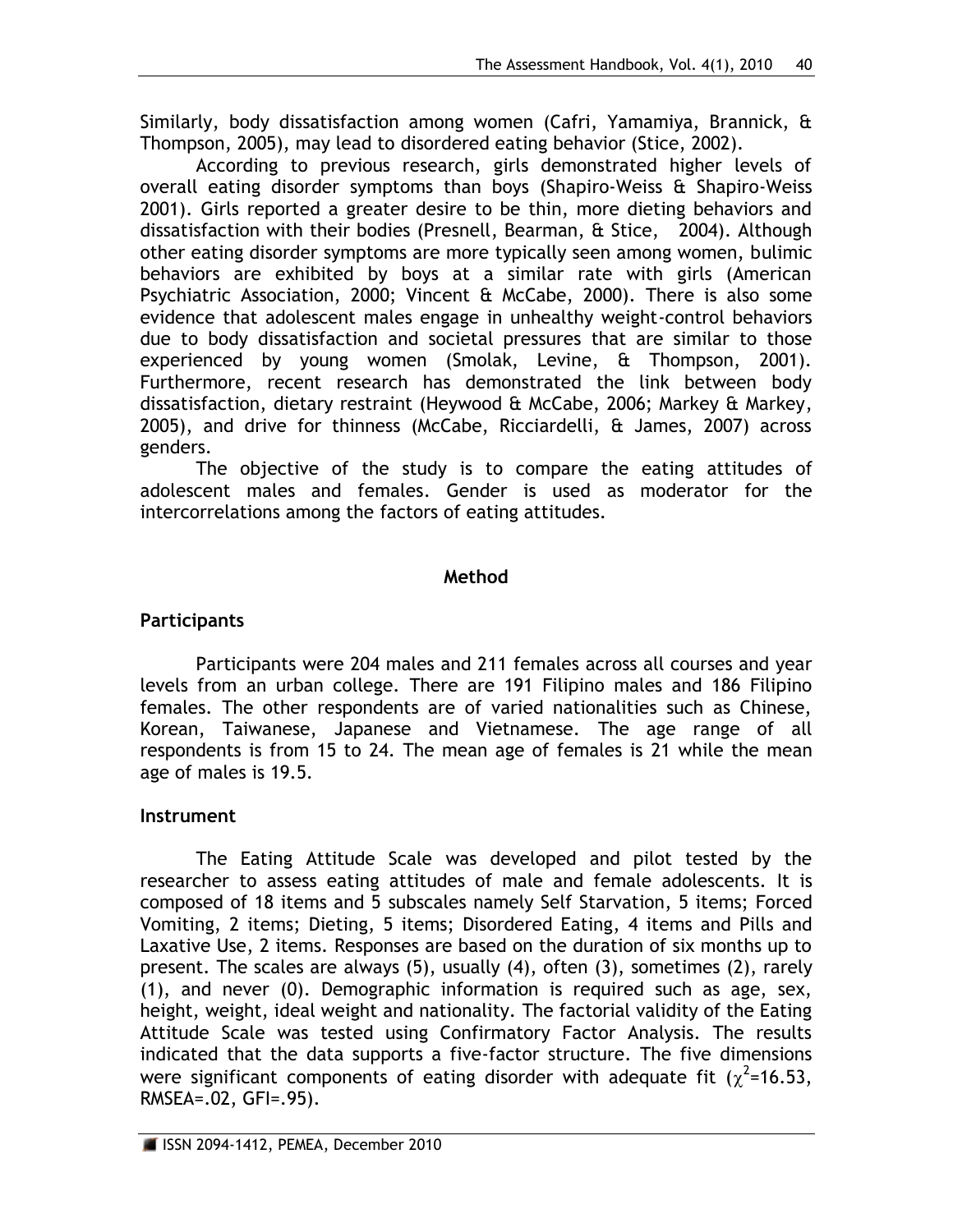Similarly, body dissatisfaction among women (Cafri, Yamamiya, Brannick, & Thompson, 2005), may lead to disordered eating behavior (Stice, 2002).

According to previous research, girls demonstrated higher levels of overall eating disorder symptoms than boys (Shapiro-Weiss & Shapiro-Weiss 2001). Girls reported a greater desire to be thin, more dieting behaviors and dissatisfaction with their bodies (Presnell, Bearman, & Stice, 2004). Although other eating disorder symptoms are more typically seen among women, bulimic behaviors are exhibited by boys at a similar rate with girls (American Psychiatric Association, 2000; Vincent & McCabe, 2000). There is also some evidence that adolescent males engage in unhealthy weight-control behaviors due to body dissatisfaction and societal pressures that are similar to those experienced by young women (Smolak, Levine, & Thompson, 2001). Furthermore, recent research has demonstrated the link between body dissatisfaction, dietary restraint (Heywood & McCabe, 2006; Markey & Markey, 2005), and drive for thinness (McCabe, Ricciardelli, & James, 2007) across genders.

The objective of the study is to compare the eating attitudes of adolescent males and females. Gender is used as moderator for the intercorrelations among the factors of eating attitudes.

## Method

### Participants

Participants were 204 males and 211 females across all courses and year levels from an urban college. There are 191 Filipino males and 186 Filipino females. The other respondents are of varied nationalities such as Chinese, Korean, Taiwanese, Japanese and Vietnamese. The age range of all respondents is from 15 to 24. The mean age of females is 21 while the mean age of males is 19.5.

### Instrument

The Eating Attitude Scale was developed and pilot tested by the researcher to assess eating attitudes of male and female adolescents. It is composed of 18 items and 5 subscales namely Self Starvation, 5 items; Forced Vomiting, 2 items; Dieting, 5 items; Disordered Eating, 4 items and Pills and Laxative Use, 2 items. Responses are based on the duration of six months up to present. The scales are always (5), usually (4), often (3), sometimes (2), rarely (1), and never (0). Demographic information is required such as age, sex, height, weight, ideal weight and nationality. The factorial validity of the Eating Attitude Scale was tested using Confirmatory Factor Analysis. The results indicated that the data supports a five-factor structure. The five dimensions were significant components of eating disorder with adequate fit ($\chi^2$=16.53, RMSEA=.02, GFI=.95).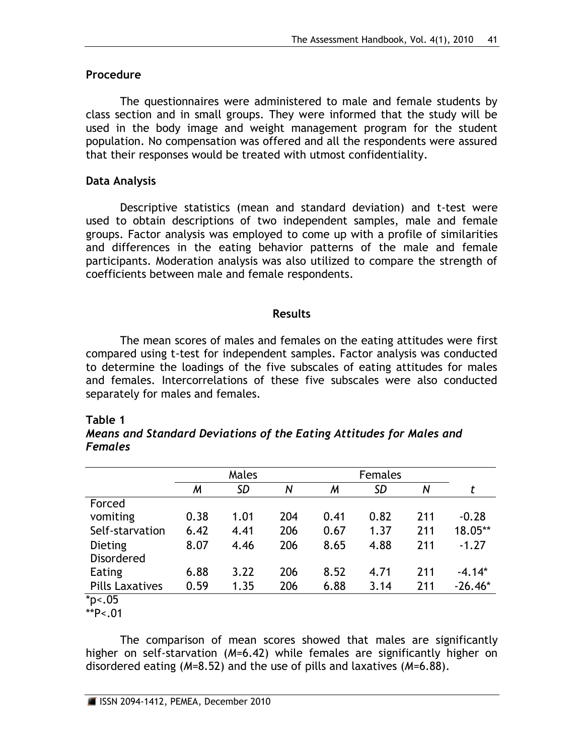## Procedure

The questionnaires were administered to male and female students by class section and in small groups. They were informed that the study will be used in the body image and weight management program for the student population. No compensation was offered and all the respondents were assured that their responses would be treated with utmost confidentiality.

## Data Analysis

Descriptive statistics (mean and standard deviation) and t-test were used to obtain descriptions of two independent samples, male and female groups. Factor analysis was employed to come up with a profile of similarities and differences in the eating behavior patterns of the male and female participants. Moderation analysis was also utilized to compare the strength of coefficients between male and female respondents.

# Results

The mean scores of males and females on the eating attitudes were first compared using t-test for independent samples. Factor analysis was conducted to determine the loadings of the five subscales of eating attitudes for males and females. Intercorrelations of these five subscales were also conducted separately for males and females.

**Table 1**
***Means and Standard Deviations of the Eating Attitudes for Males and Females***

| | Males | | | Females | | | |
|---|---|---|---|---|---|---|---|
| | *M* | *SD* | *N* | *M* | *SD* | *N* | *t* |
| Forced vomiting | 0.38 | 1.01 | 204 | 0.41 | 0.82 | 211 | -0.28 |
| Self-starvation | 6.42 | 4.41 | 206 | 0.67 | 1.37 | 211 | 18.05** |
| Dieting | 8.07 | 4.46 | 206 | 8.65 | 4.88 | 211 | -1.27 |
| Disordered Eating | 6.88 | 3.22 | 206 | 8.52 | 4.71 | 211 | -4.14* |
| Pills Laxatives | 0.59 | 1.35 | 206 | 6.88 | 3.14 | 211 | -26.46* |

*p<.05
**P<.01

The comparison of mean scores showed that males are significantly higher on self-starvation (*M*=6.42) while females are significantly higher on disordered eating (*M*=8.52) and the use of pills and laxatives (*M*=6.88).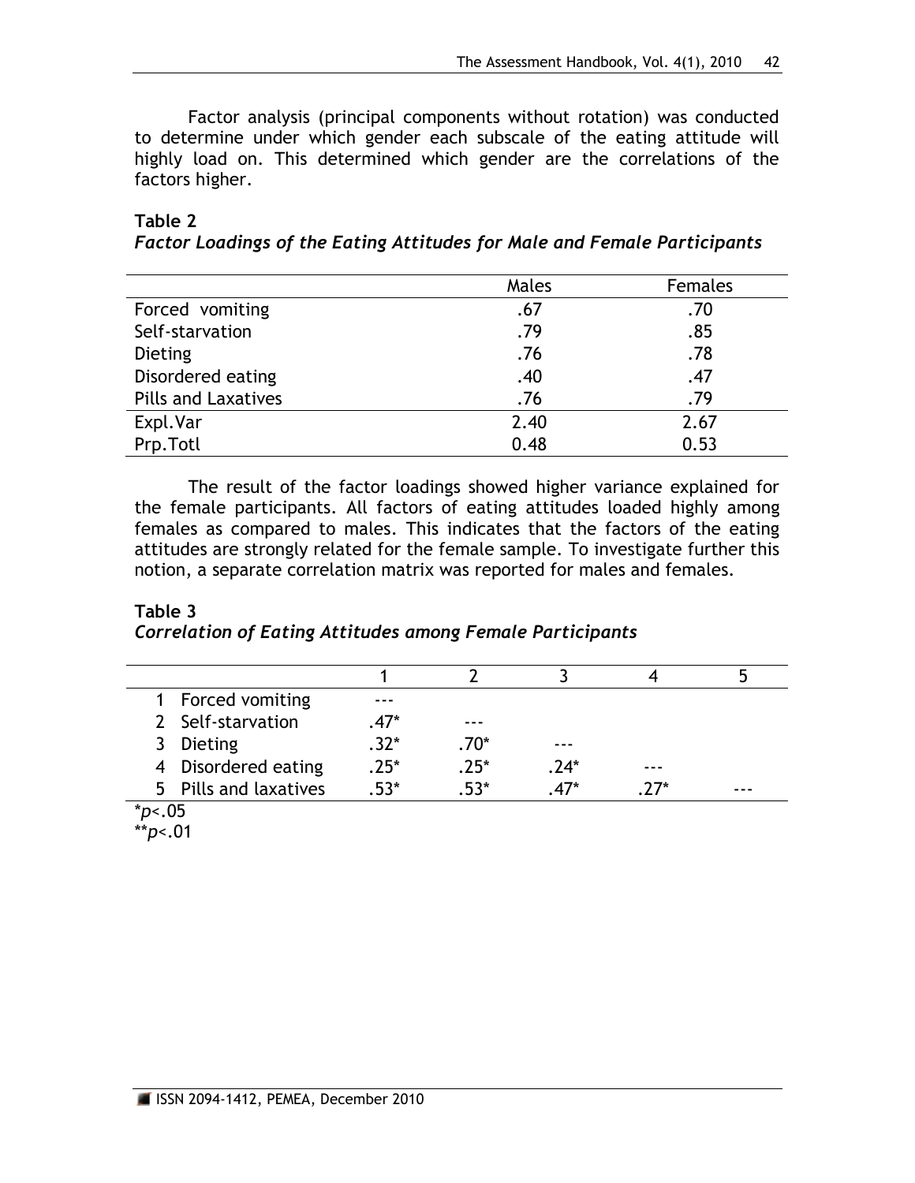Factor analysis (principal components without rotation) was conducted to determine under which gender each subscale of the eating attitude will highly load on. This determined which gender are the correlations of the factors higher.

**Table 2**
*Factor Loadings of the Eating Attitudes for Male and Female Participants*

| | Males | Females |
|---|---|---|
| Forced vomiting | .67 | .70 |
| Self-starvation | .79 | .85 |
| Dieting | .76 | .78 |
| Disordered eating | .40 | .47 |
| Pills and Laxatives | .76 | .79 |
| Expl.Var | 2.40 | 2.67 |
| Prp.Totl | 0.48 | 0.53 |

The result of the factor loadings showed higher variance explained for the female participants. All factors of eating attitudes loaded highly among females as compared to males. This indicates that the factors of the eating attitudes are strongly related for the female sample. To investigate further this notion, a separate correlation matrix was reported for males and females.

**Table 3**
*Correlation of Eating Attitudes among Female Participants*

| | | 1 | 2 | 3 | 4 | 5 |
|---|---|---|---|---|---|---|
| 1 | Forced vomiting | --- | | | | |
| 2 | Self-starvation | .47* | --- | | | |
| 3 | Dieting | .32* | .70* | --- | | |
| 4 | Disordered eating | .25* | .25* | .24* | --- | |
| 5 | Pills and laxatives | .53* | .53* | .47* | .27* | --- |

*$p<.05$
**$p<.01$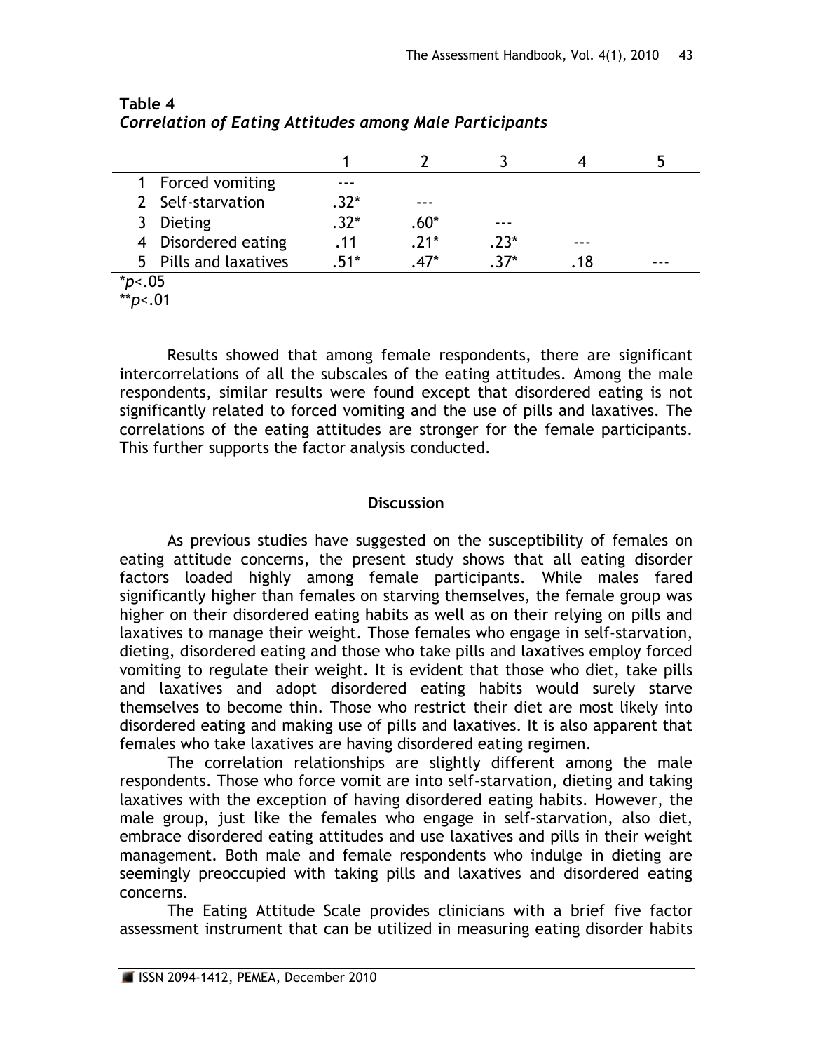**Table 4**
***Correlation of Eating Attitudes among Male Participants***

| | 1 | 2 | 3 | 4 | 5 |
|---|---|---|---|---|---|
| 1 Forced vomiting | --- | | | | |
| 2 Self-starvation | .32* | --- | | | |
| 3 Dieting | .32* | .60* | --- | | |
| 4 Disordered eating | .11 | .21* | .23* | --- | |
| 5 Pills and laxatives | .51* | .47* | .37* | .18 | --- |

*$p$<.05
**$p$<.01

Results showed that among female respondents, there are significant intercorrelations of all the subscales of the eating attitudes. Among the male respondents, similar results were found except that disordered eating is not significantly related to forced vomiting and the use of pills and laxatives. The correlations of the eating attitudes are stronger for the female participants. This further supports the factor analysis conducted.

## Discussion

As previous studies have suggested on the susceptibility of females on eating attitude concerns, the present study shows that all eating disorder factors loaded highly among female participants. While males fared significantly higher than females on starving themselves, the female group was higher on their disordered eating habits as well as on their relying on pills and laxatives to manage their weight. Those females who engage in self-starvation, dieting, disordered eating and those who take pills and laxatives employ forced vomiting to regulate their weight. It is evident that those who diet, take pills and laxatives and adopt disordered eating habits would surely starve themselves to become thin. Those who restrict their diet are most likely into disordered eating and making use of pills and laxatives. It is also apparent that females who take laxatives are having disordered eating regimen.

The correlation relationships are slightly different among the male respondents. Those who force vomit are into self-starvation, dieting and taking laxatives with the exception of having disordered eating habits. However, the male group, just like the females who engage in self-starvation, also diet, embrace disordered eating attitudes and use laxatives and pills in their weight management. Both male and female respondents who indulge in dieting are seemingly preoccupied with taking pills and laxatives and disordered eating concerns.

The Eating Attitude Scale provides clinicians with a brief five factor assessment instrument that can be utilized in measuring eating disorder habits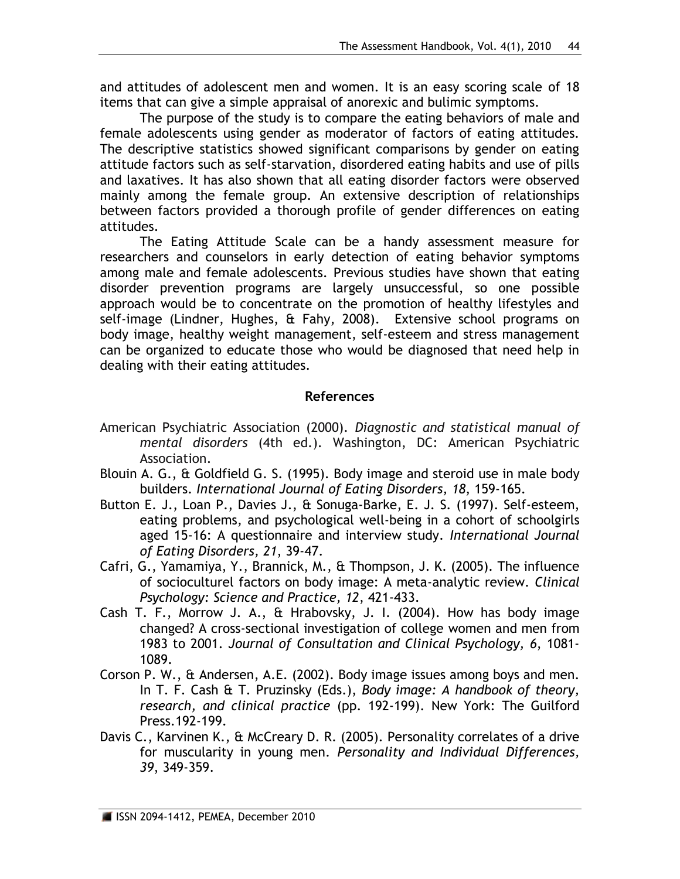and attitudes of adolescent men and women. It is an easy scoring scale of 18 items that can give a simple appraisal of anorexic and bulimic symptoms.

The purpose of the study is to compare the eating behaviors of male and female adolescents using gender as moderator of factors of eating attitudes. The descriptive statistics showed significant comparisons by gender on eating attitude factors such as self-starvation, disordered eating habits and use of pills and laxatives. It has also shown that all eating disorder factors were observed mainly among the female group. An extensive description of relationships between factors provided a thorough profile of gender differences on eating attitudes.

The Eating Attitude Scale can be a handy assessment measure for researchers and counselors in early detection of eating behavior symptoms among male and female adolescents. Previous studies have shown that eating disorder prevention programs are largely unsuccessful, so one possible approach would be to concentrate on the promotion of healthy lifestyles and self-image (Lindner, Hughes, & Fahy, 2008). Extensive school programs on body image, healthy weight management, self-esteem and stress management can be organized to educate those who would be diagnosed that need help in dealing with their eating attitudes.

## References

American Psychiatric Association (2000). *Diagnostic and statistical manual of mental disorders* (4th ed.). Washington, DC: American Psychiatric Association.

Blouin A. G., & Goldfield G. S. (1995). Body image and steroid use in male body builders. *International Journal of Eating Disorders, 18*, 159-165.

Button E. J., Loan P., Davies J., & Sonuga-Barke, E. J. S. (1997). Self-esteem, eating problems, and psychological well-being in a cohort of schoolgirls aged 15-16: A questionnaire and interview study. *International Journal of Eating Disorders, 21*, 39-47.

Cafri, G., Yamamiya, Y., Brannick, M., & Thompson, J. K. (2005). The influence of socioculturel factors on body image: A meta-analytic review. *Clinical Psychology: Science and Practice, 12*, 421-433.

Cash T. F., Morrow J. A., & Hrabovsky, J. I. (2004). How has body image changed? A cross-sectional investigation of college women and men from 1983 to 2001. *Journal of Consultation and Clinical Psychology, 6*, 1081-1089.

Corson P. W., & Andersen, A.E. (2002). Body image issues among boys and men. In T. F. Cash & T. Pruzinsky (Eds.), *Body image: A handbook of theory, research, and clinical practice* (pp. 192-199). New York: The Guilford Press.192-199.

Davis C., Karvinen K., & McCreary D. R. (2005). Personality correlates of a drive for muscularity in young men. *Personality and Individual Differences, 39*, 349-359.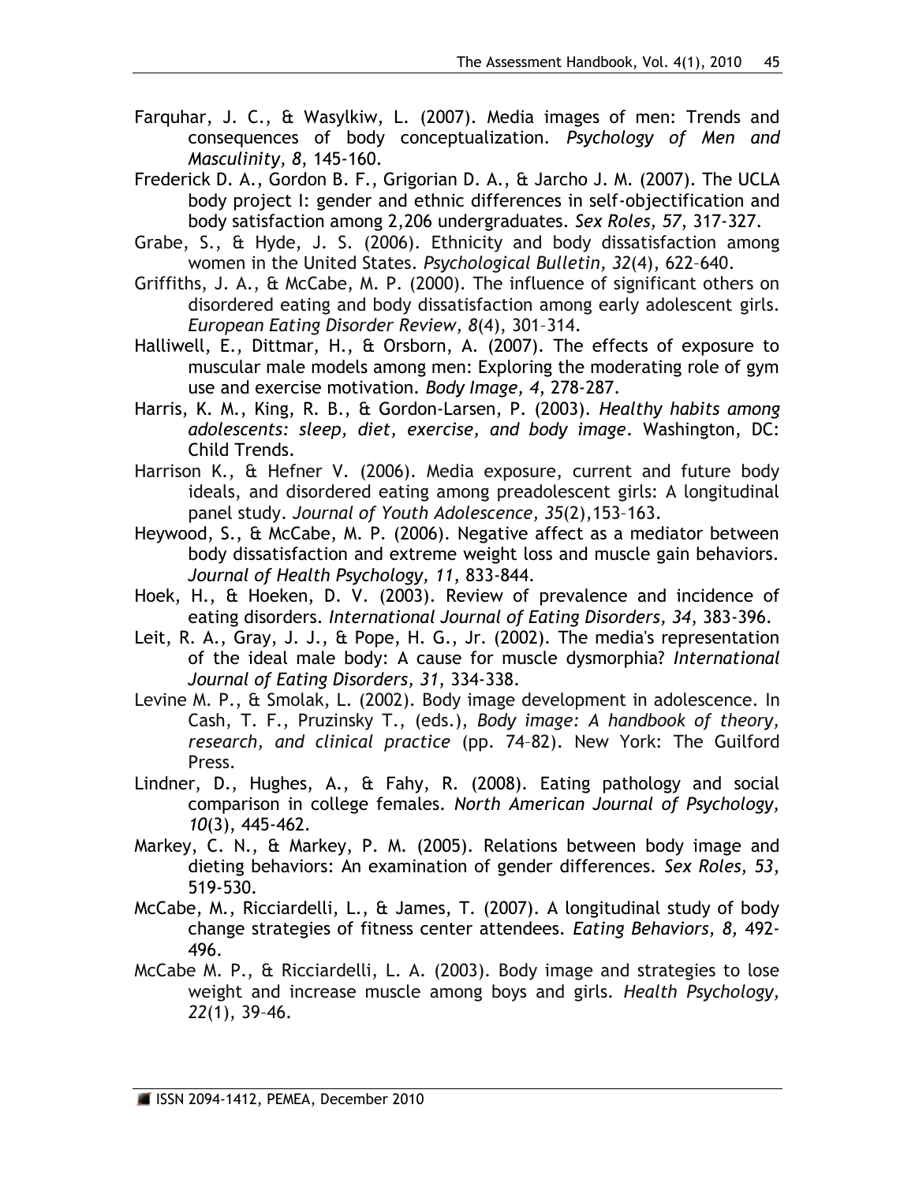Farquhar, J. C., & Wasylkiw, L. (2007). Media images of men: Trends and consequences of body conceptualization. *Psychology of Men and Masculinity, 8*, 145-160.

Frederick D. A., Gordon B. F., Grigorian D. A., & Jarcho J. M. (2007). The UCLA body project I: gender and ethnic differences in self-objectification and body satisfaction among 2,206 undergraduates. *Sex Roles, 57*, 317-327.

Grabe, S., & Hyde, J. S. (2006). Ethnicity and body dissatisfaction among women in the United States. *Psychological Bulletin, 32*(4), 622–640.

Griffiths, J. A., & McCabe, M. P. (2000). The influence of significant others on disordered eating and body dissatisfaction among early adolescent girls. *European Eating Disorder Review, 8*(4), 301–314.

Halliwell, E., Dittmar, H., & Orsborn, A. (2007). The effects of exposure to muscular male models among men: Exploring the moderating role of gym use and exercise motivation. *Body Image, 4*, 278-287.

Harris, K. M., King, R. B., & Gordon-Larsen, P. (2003). *Healthy habits among adolescents: sleep, diet, exercise, and body image*. Washington, DC: Child Trends.

Harrison K., & Hefner V. (2006). Media exposure, current and future body ideals, and disordered eating among preadolescent girls: A longitudinal panel study. *Journal of Youth Adolescence, 35*(2),153–163.

Heywood, S., & McCabe, M. P. (2006). Negative affect as a mediator between body dissatisfaction and extreme weight loss and muscle gain behaviors. *Journal of Health Psychology, 11*, 833-844.

Hoek, H., & Hoeken, D. V. (2003). Review of prevalence and incidence of eating disorders. *International Journal of Eating Disorders, 34*, 383-396.

Leit, R. A., Gray, J. J., & Pope, H. G., Jr. (2002). The media's representation of the ideal male body: A cause for muscle dysmorphia? *International Journal of Eating Disorders, 31*, 334-338.

Levine M. P., & Smolak, L. (2002). Body image development in adolescence. In Cash, T. F., Pruzinsky T., (eds.), *Body image: A handbook of theory, research, and clinical practice* (pp. 74–82). New York: The Guilford Press.

Lindner, D., Hughes, A., & Fahy, R. (2008). Eating pathology and social comparison in college females. *North American Journal of Psychology, 10*(3), 445-462.

Markey, C. N., & Markey, P. M. (2005). Relations between body image and dieting behaviors: An examination of gender differences. *Sex Roles, 53*, 519-530.

McCabe, M., Ricciardelli, L., & James, T. (2007). A longitudinal study of body change strategies of fitness center attendees. *Eating Behaviors, 8*, 492-496.

McCabe M. P., & Ricciardelli, L. A. (2003). Body image and strategies to lose weight and increase muscle among boys and girls. *Health Psychology, 22*(1), 39–46.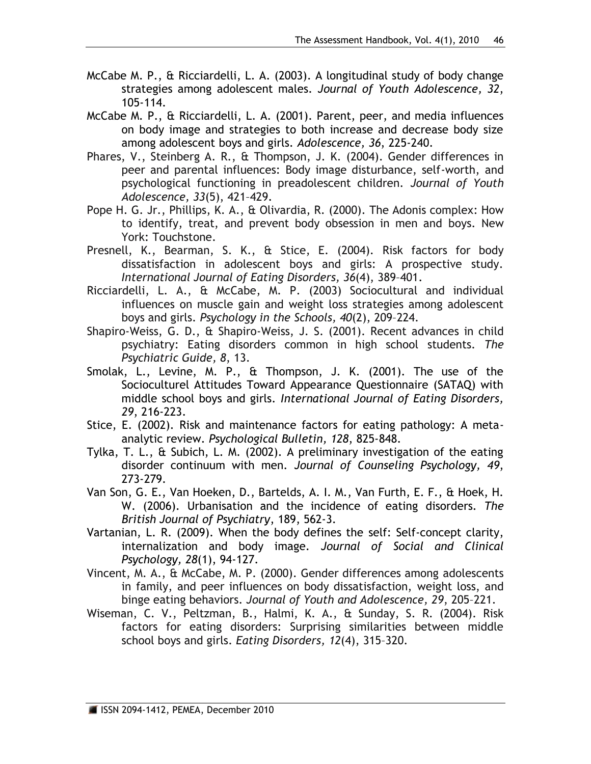McCabe M. P., & Ricciardelli, L. A. (2003). A longitudinal study of body change strategies among adolescent males. *Journal of Youth Adolescence, 32*, 105-114.

McCabe M. P., & Ricciardelli, L. A. (2001). Parent, peer, and media influences on body image and strategies to both increase and decrease body size among adolescent boys and girls. *Adolescence, 36*, 225-240.

Phares, V., Steinberg A. R., & Thompson, J. K. (2004). Gender differences in peer and parental influences: Body image disturbance, self-worth, and psychological functioning in preadolescent children. *Journal of Youth Adolescence, 33*(5), 421–429.

Pope H. G. Jr., Phillips, K. A., & Olivardia, R. (2000). The Adonis complex: How to identify, treat, and prevent body obsession in men and boys. New York: Touchstone.

Presnell, K., Bearman, S. K., & Stice, E. (2004). Risk factors for body dissatisfaction in adolescent boys and girls: A prospective study. *International Journal of Eating Disorders, 36*(4), 389–401.

Ricciardelli, L. A., & McCabe, M. P. (2003) Sociocultural and individual influences on muscle gain and weight loss strategies among adolescent boys and girls. *Psychology in the Schools, 40*(2), 209–224.

Shapiro-Weiss, G. D., & Shapiro-Weiss, J. S. (2001). Recent advances in child psychiatry: Eating disorders common in high school students. *The Psychiatric Guide, 8*, 13.

Smolak, L., Levine, M. P., & Thompson, J. K. (2001). The use of the Socioculturel Attitudes Toward Appearance Questionnaire (SATAQ) with middle school boys and girls. *International Journal of Eating Disorders, 29*, 216-223.

Stice, E. (2002). Risk and maintenance factors for eating pathology: A meta-analytic review. *Psychological Bulletin, 128*, 825-848.

Tylka, T. L., & Subich, L. M. (2002). A preliminary investigation of the eating disorder continuum with men. *Journal of Counseling Psychology, 49*, 273-279.

Van Son, G. E., Van Hoeken, D., Bartelds, A. I. M., Van Furth, E. F., & Hoek, H. W. (2006). Urbanisation and the incidence of eating disorders. *The British Journal of Psychiatry*, 189, 562-3.

Vartanian, L. R. (2009). When the body defines the self: Self-concept clarity, internalization and body image. *Journal of Social and Clinical Psychology, 28*(1), 94-127.

Vincent, M. A., & McCabe, M. P. (2000). Gender differences among adolescents in family, and peer influences on body dissatisfaction, weight loss, and binge eating behaviors. *Journal of Youth and Adolescence, 29*, 205–221.

Wiseman, C. V., Peltzman, B., Halmi, K. A., & Sunday, S. R. (2004). Risk factors for eating disorders: Surprising similarities between middle school boys and girls. *Eating Disorders, 12*(4), 315–320.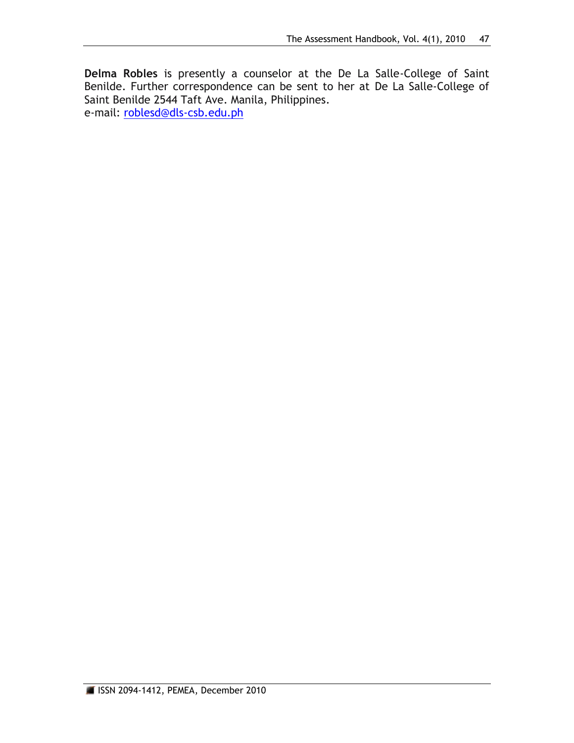**Delma Robles** is presently a counselor at the De La Salle-College of Saint Benilde. Further correspondence can be sent to her at De La Salle-College of Saint Benilde 2544 Taft Ave. Manila, Philippines.
e-mail: roblesd@dls-csb.edu.ph